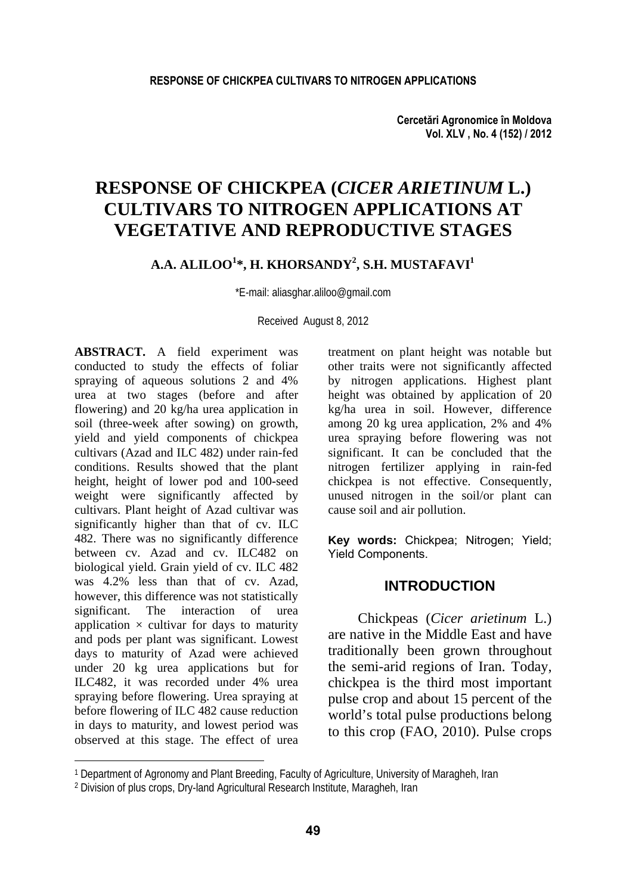# RESPONSE OF CHICKPEA (*CICER ARIETINUM* L.) CULTIVARS TO NITROGEN APPLICATIONS AT VEGETATIVE AND REPRODUCTIVE STAGES

**A.A. ALILOO[1]*, H. KHORSANDY[2], S.H. MUSTAFAVI[1]**

*E-mail: aliasghar.aliloo@gmail.com

Received August 8, 2012

**ABSTRACT.** A field experiment was conducted to study the effects of foliar spraying of aqueous solutions 2 and 4% urea at two stages (before and after flowering) and 20 kg/ha urea application in soil (three-week after sowing) on growth, yield and yield components of chickpea cultivars (Azad and ILC 482) under rain-fed conditions. Results showed that the plant height, height of lower pod and 100-seed weight were significantly affected by cultivars. Plant height of Azad cultivar was significantly higher than that of cv. ILC 482. There was no significantly difference between cv. Azad and cv. ILC482 on biological yield. Grain yield of cv. ILC 482 was 4.2% less than that of cv. Azad, however, this difference was not statistically significant. The interaction of urea application × cultivar for days to maturity and pods per plant was significant. Lowest days to maturity of Azad were achieved under 20 kg urea applications but for ILC482, it was recorded under 4% urea spraying before flowering. Urea spraying at before flowering of ILC 482 cause reduction in days to maturity, and lowest period was observed at this stage. The effect of urea treatment on plant height was notable but other traits were not significantly affected by nitrogen applications. Highest plant height was obtained by application of 20 kg/ha urea in soil. However, difference among 20 kg urea application, 2% and 4% urea spraying before flowering was not significant. It can be concluded that the nitrogen fertilizer applying in rain-fed chickpea is not effective. Consequently, unused nitrogen in the soil/or plant can cause soil and air pollution.

**Key words:** Chickpea; Nitrogen; Yield; Yield Components.

## INTRODUCTION

Chickpeas (*Cicer arietinum* L.) are native in the Middle East and have traditionally been grown throughout the semi-arid regions of Iran. Today, chickpea is the third most important pulse crop and about 15 percent of the world's total pulse productions belong to this crop (FAO, 2010). Pulse crops

[1] Department of Agronomy and Plant Breeding, Faculty of Agriculture, University of Maragheh, Iran

[2] Division of plus crops, Dry-land Agricultural Research Institute, Maragheh, Iran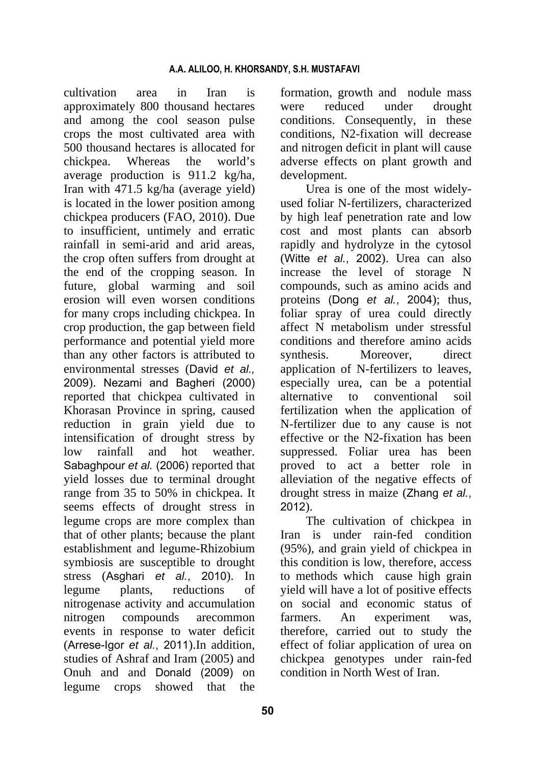cultivation area in Iran is approximately 800 thousand hectares and among the cool season pulse crops the most cultivated area with 500 thousand hectares is allocated for chickpea. Whereas the world's average production is 911.2 kg/ha, Iran with 471.5 kg/ha (average yield) is located in the lower position among chickpea producers (FAO, 2010). Due to insufficient, untimely and erratic rainfall in semi-arid and arid areas, the crop often suffers from drought at the end of the cropping season. In future, global warming and soil erosion will even worsen conditions for many crops including chickpea. In crop production, the gap between field performance and potential yield more than any other factors is attributed to environmental stresses (David *et al.,* 2009). Nezami and Bagheri (2000) reported that chickpea cultivated in Khorasan Province in spring, caused reduction in grain yield due to intensification of drought stress by low rainfall and hot weather. Sabaghpour *et al.* (2006) reported that yield losses due to terminal drought range from 35 to 50% in chickpea. It seems effects of drought stress in legume crops are more complex than that of other plants; because the plant establishment and legume-Rhizobium symbiosis are susceptible to drought stress (Asghari *et al.*, 2010). In legume plants, reductions of nitrogenase activity and accumulation nitrogen compounds arecommon events in response to water deficit (Arrese-Igor *et al.*, 2011).In addition, studies of Ashraf and Iram (2005) and Onuh and and Donald (2009) on legume crops showed that the formation, growth and nodule mass were reduced under drought conditions. Consequently, in these conditions, N2-fixation will decrease and nitrogen deficit in plant will cause adverse effects on plant growth and development.

Urea is one of the most widely-used foliar N-fertilizers, characterized by high leaf penetration rate and low cost and most plants can absorb rapidly and hydrolyze in the cytosol (Witte *et al.*, 2002). Urea can also increase the level of storage N compounds, such as amino acids and proteins (Dong *et al.*, 2004); thus, foliar spray of urea could directly affect N metabolism under stressful conditions and therefore amino acids synthesis. Moreover, direct application of N-fertilizers to leaves, especially urea, can be a potential alternative to conventional soil fertilization when the application of N-fertilizer due to any cause is not effective or the N2-fixation has been suppressed. Foliar urea has been proved to act a better role in alleviation of the negative effects of drought stress in maize (Zhang *et al.*, 2012).

The cultivation of chickpea in Iran is under rain-fed condition (95%), and grain yield of chickpea in this condition is low, therefore, access to methods which cause high grain yield will have a lot of positive effects on social and economic status of farmers. An experiment was, therefore, carried out to study the effect of foliar application of urea on chickpea genotypes under rain-fed condition in North West of Iran.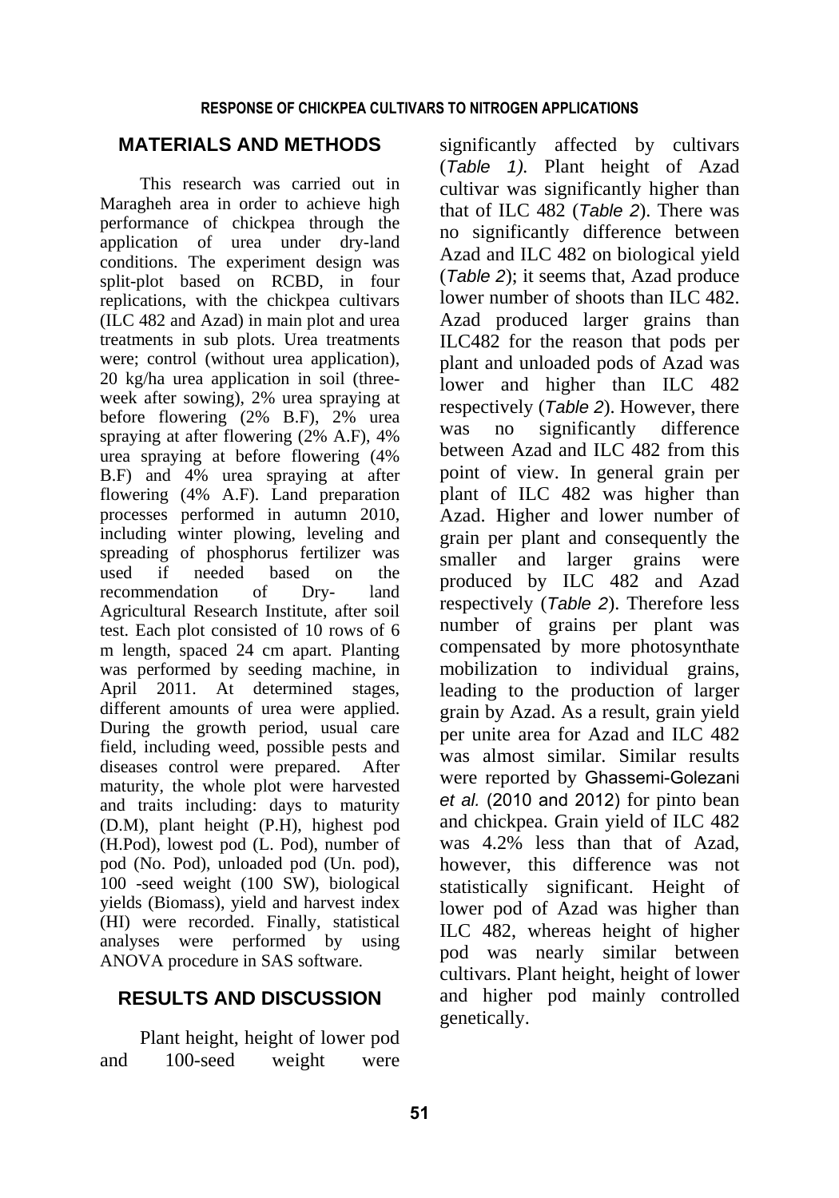## MATERIALS AND METHODS

This research was carried out in Maragheh area in order to achieve high performance of chickpea through the application of urea under dry-land conditions. The experiment design was split-plot based on RCBD, in four replications, with the chickpea cultivars (ILC 482 and Azad) in main plot and urea treatments in sub plots. Urea treatments were; control (without urea application), 20 kg/ha urea application in soil (three-week after sowing), 2% urea spraying at before flowering (2% B.F), 2% urea spraying at after flowering (2% A.F), 4% urea spraying at before flowering (4% B.F) and 4% urea spraying at after flowering (4% A.F). Land preparation processes performed in autumn 2010, including winter plowing, leveling and spreading of phosphorus fertilizer was used if needed based on the recommendation of Dry- land Agricultural Research Institute, after soil test. Each plot consisted of 10 rows of 6 m length, spaced 24 cm apart. Planting was performed by seeding machine, in April 2011. At determined stages, different amounts of urea were applied. During the growth period, usual care field, including weed, possible pests and diseases control were prepared. After maturity, the whole plot were harvested and traits including: days to maturity (D.M), plant height (P.H), highest pod (H.Pod), lowest pod (L. Pod), number of pod (No. Pod), unloaded pod (Un. pod), 100 -seed weight (100 SW), biological yields (Biomass), yield and harvest index (HI) were recorded. Finally, statistical analyses were performed by using ANOVA procedure in SAS software.

## RESULTS AND DISCUSSION

Plant height, height of lower pod and 100-seed weight were significantly affected by cultivars (*Table 1).* Plant height of Azad cultivar was significantly higher than that of ILC 482 (*Table 2*). There was no significantly difference between Azad and ILC 482 on biological yield (*Table 2*); it seems that, Azad produce lower number of shoots than ILC 482. Azad produced larger grains than ILC482 for the reason that pods per plant and unloaded pods of Azad was lower and higher than ILC 482 respectively (*Table 2*). However, there was no significantly difference between Azad and ILC 482 from this point of view. In general grain per plant of ILC 482 was higher than Azad. Higher and lower number of grain per plant and consequently the smaller and larger grains were produced by ILC 482 and Azad respectively (*Table 2*). Therefore less number of grains per plant was compensated by more photosynthate mobilization to individual grains, leading to the production of larger grain by Azad. As a result, grain yield per unite area for Azad and ILC 482 was almost similar. Similar results were reported by Ghassemi-Golezani *et al.* (2010 and 2012) for pinto bean and chickpea. Grain yield of ILC 482 was 4.2% less than that of Azad, however, this difference was not statistically significant. Height of lower pod of Azad was higher than ILC 482, whereas height of higher pod was nearly similar between cultivars. Plant height, height of lower and higher pod mainly controlled genetically.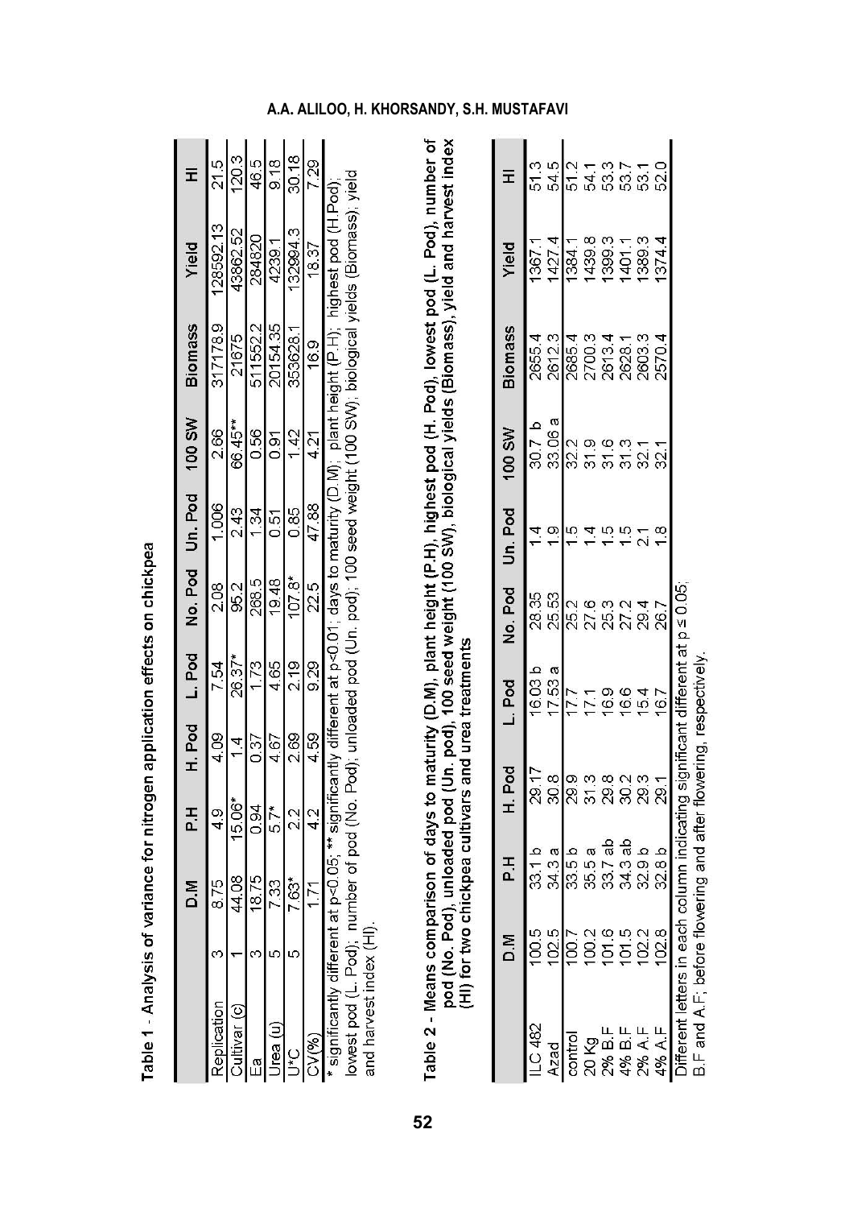**Table 1** - Analysis of variance for nitrogen application effects on chickpea

| | | D.M | P.H | H. Pod | L. Pod | No. Pod | Un. Pod | 100 SW | Biomass | Yield | HI |
|---|---|---|---|---|---|---|---|---|---|---|---|
| Replication | 3 | 8.75 | 4.9 | 4.09 | 7.54 | 2.08 | 1.006 | 2.66 | 317178.9 | 128592.13 | 21.5 |
| Cultivar (c) | 1 | 44.08 | 15.06* | 1.4 | 26.37* | 95.2 | 2.43 | 66.45** | 21675 | 43862.52 | 120.3 |
| Ea | 3 | 18.75 | 0.94 | 0.37 | 1.73 | 268.5 | 1.34 | 0.56 | 511552.2 | 284820 | 46.5 |
| Urea (u) | 5 | 7.33 | 5.7* | 4.67 | 4.65 | 19.48 | 0.51 | 0.91 | 20154.35 | 4239.1 | 9.18 |
| U*C | 5 | 7.63* | 2.2 | 2.69 | 2.19 | 107.8* | 0.85 | 1.42 | 353628.1 | 132994.3 | 30.18 |
| CV(%) | | 1.71 | 4.2 | 4.59 | 9.29 | 22.5 | 47.88 | 4.21 | 16.9 | 18.37 | 7.29 |

\* significantly different at p<0.05; ** significantly different at p<0.01; days to maturity (D.M); plant height (P.H); highest pod (H.Pod); lowest pod (L. Pod); number of pod (No. Pod); unloaded pod (Un. pod); 100 seed weight (100 SW); biological yields (Biomass); yield and harvest index (HI).

**Table 2** - Means comparison of days to maturity (D.M), plant height (P.H), highest pod (H. Pod), lowest pod (L. Pod), number of pod (No. Pod), unloaded pod (Un. pod), 100 seed weight (100 SW), biological yields (Biomass), yield and harvest index (HI) for two chickpea cultivars and urea treatments

| | D.M | P.H | H. Pod | L. Pod | No. Pod | Un. Pod | 100 SW | Biomass | Yield | HI |
|---|---|---|---|---|---|---|---|---|---|---|
| ILC 482 | 100.5 | 33.1 b | 29.17 | 16.03 b | 28.35 | 1.4 | 30.7 b | 2655.4 | 1367.1 | 51.3 |
| Azad | 102.5 | 34.3 a | 30.8 | 17.53 a | 25.53 | 1.9 | 33.06 a | 2612.3 | 1427.4 | 54.5 |
| control | 100.7 | 33.5 b | 29.9 | 17.7 | 25.2 | 1.5 | 32.2 | 2685.4 | 1384.1 | 51.2 |
| 20 Kg | 100.2 | 35.5 a | 31.3 | 17.1 | 27.6 | 1.4 | 31.9 | 2700.3 | 1439.8 | 54.1 |
| 2% B.F | 101.6 | 33.7 ab | 29.8 | 16.9 | 25.3 | 1.5 | 31.6 | 2613.4 | 1399.3 | 53.3 |
| 4% B.F | 101.5 | 34.3 ab | 30.2 | 16.6 | 27.2 | 1.5 | 31.3 | 2628.1 | 1401.1 | 53.7 |
| 2% A.F | 102.2 | 32.9 b | 29.3 | 15.4 | 29.4 | 2.1 | 32.1 | 2603.3 | 1389.3 | 53.1 |
| 4% A.F | 102.8 | 32.8 b | 29.1 | 16.7 | 26.7 | 1.8 | 32.1 | 2570.4 | 1374.4 | 52.0 |

Different letters in each column indicating significant different at p ≤ 0.05;
B.F and A.F; before flowering and after flowering, respectively.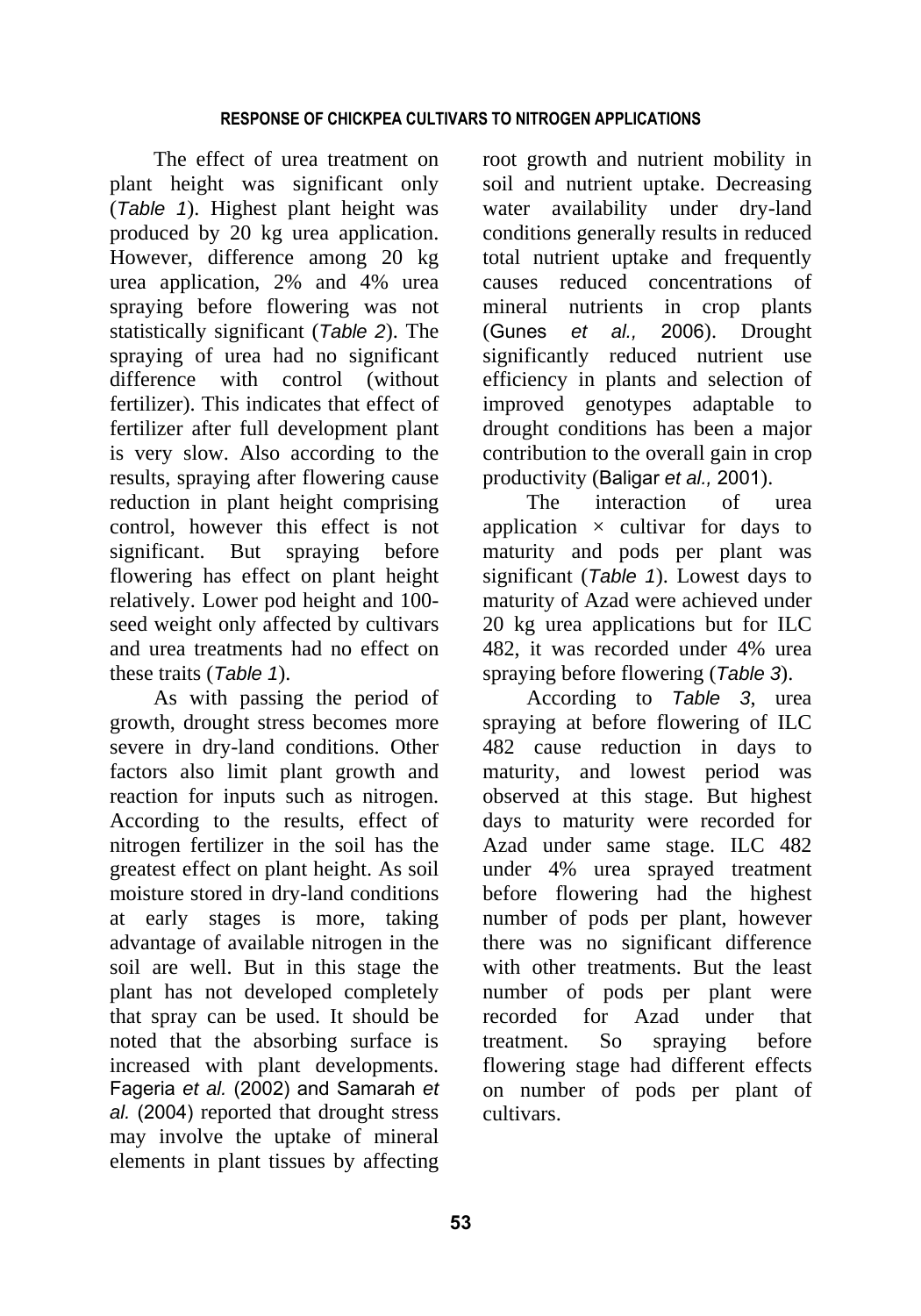The effect of urea treatment on plant height was significant only (*Table 1*). Highest plant height was produced by 20 kg urea application. However, difference among 20 kg urea application, 2% and 4% urea spraying before flowering was not statistically significant (*Table 2*). The spraying of urea had no significant difference with control (without fertilizer). This indicates that effect of fertilizer after full development plant is very slow. Also according to the results, spraying after flowering cause reduction in plant height comprising control, however this effect is not significant. But spraying before flowering has effect on plant height relatively. Lower pod height and 100-seed weight only affected by cultivars and urea treatments had no effect on these traits (*Table 1*).

As with passing the period of growth, drought stress becomes more severe in dry-land conditions. Other factors also limit plant growth and reaction for inputs such as nitrogen. According to the results, effect of nitrogen fertilizer in the soil has the greatest effect on plant height. As soil moisture stored in dry-land conditions at early stages is more, taking advantage of available nitrogen in the soil are well. But in this stage the plant has not developed completely that spray can be used. It should be noted that the absorbing surface is increased with plant developments. Fageria *et al.* (2002) and Samarah *et al.* (2004) reported that drought stress may involve the uptake of mineral elements in plant tissues by affecting root growth and nutrient mobility in soil and nutrient uptake. Decreasing water availability under dry-land conditions generally results in reduced total nutrient uptake and frequently causes reduced concentrations of mineral nutrients in crop plants (Gunes *et al.,* 2006). Drought significantly reduced nutrient use efficiency in plants and selection of improved genotypes adaptable to drought conditions has been a major contribution to the overall gain in crop productivity (Baligar *et al.,* 2001).

The interaction of urea application × cultivar for days to maturity and pods per plant was significant (*Table 1*). Lowest days to maturity of Azad were achieved under 20 kg urea applications but for ILC 482, it was recorded under 4% urea spraying before flowering (*Table 3*).

According to *Table 3*, urea spraying at before flowering of ILC 482 cause reduction in days to maturity, and lowest period was observed at this stage. But highest days to maturity were recorded for Azad under same stage. ILC 482 under 4% urea sprayed treatment before flowering had the highest number of pods per plant, however there was no significant difference with other treatments. But the least number of pods per plant were recorded for Azad under that treatment. So spraying before flowering stage had different effects on number of pods per plant of cultivars.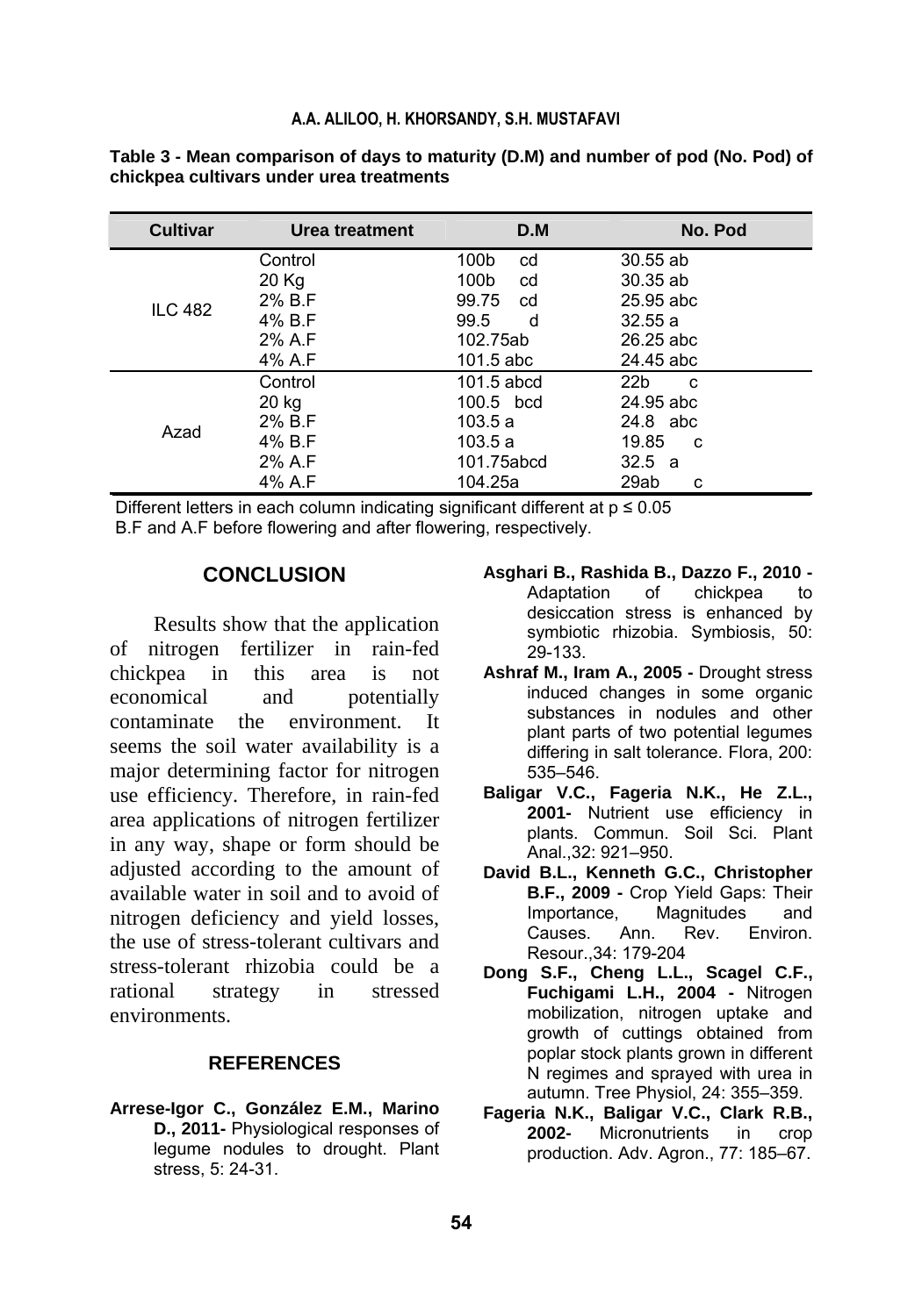**Table 3 - Mean comparison of days to maturity (D.M) and number of pod (No. Pod) of chickpea cultivars under urea treatments**

| Cultivar | Urea treatment | D.M | No. Pod |
|---|---|---|---|
| ILC 482 | Control | 100b cd | 30.55 ab |
| | 20 Kg | 100b cd | 30.35 ab |
| | 2% B.F | 99.75 cd | 25.95 abc |
| | 4% B.F | 99.5 d | 32.55 a |
| | 2% A.F | 102.75ab | 26.25 abc |
| | 4% A.F | 101.5 abc | 24.45 abc |
| Azad | Control | 101.5 abcd | 22b c |
| | 20 kg | 100.5 bcd | 24.95 abc |
| | 2% B.F | 103.5 a | 24.8 abc |
| | 4% B.F | 103.5 a | 19.85 c |
| | 2% A.F | 101.75abcd | 32.5 a |
| | 4% A.F | 104.25a | 29ab c |

Different letters in each column indicating significant different at $p \leq 0.05$

B.F and A.F before flowering and after flowering, respectively.

## CONCLUSION

Results show that the application of nitrogen fertilizer in rain-fed chickpea in this area is not economical and potentially contaminate the environment. It seems the soil water availability is a major determining factor for nitrogen use efficiency. Therefore, in rain-fed area applications of nitrogen fertilizer in any way, shape or form should be adjusted according to the amount of available water in soil and to avoid of nitrogen deficiency and yield losses, the use of stress-tolerant cultivars and stress-tolerant rhizobia could be a rational strategy in stressed environments.

## REFERENCES

**Arrese-Igor C., González E.M., Marino D., 2011-** Physiological responses of legume nodules to drought. Plant stress, 5: 24-31.

**Asghari B., Rashida B., Dazzo F., 2010 -** Adaptation of chickpea to desiccation stress is enhanced by symbiotic rhizobia. Symbiosis, 50: 29-133.

**Ashraf M., Iram A., 2005 -** Drought stress induced changes in some organic substances in nodules and other plant parts of two potential legumes differing in salt tolerance. Flora, 200: 535–546.

**Baligar V.C., Fageria N.K., He Z.L., 2001-** Nutrient use efficiency in plants. Commun. Soil Sci. Plant Anal.,32: 921–950.

**David B.L., Kenneth G.C., Christopher B.F., 2009 -** Crop Yield Gaps: Their Importance, Magnitudes and Causes. Ann. Rev. Environ. Resour.,34: 179-204

**Dong S.F., Cheng L.L., Scagel C.F., Fuchigami L.H., 2004 -** Nitrogen mobilization, nitrogen uptake and growth of cuttings obtained from poplar stock plants grown in different N regimes and sprayed with urea in autumn. Tree Physiol, 24: 355–359.

**Fageria N.K., Baligar V.C., Clark R.B., 2002-** Micronutrients in crop production. Adv. Agron., 77: 185–67.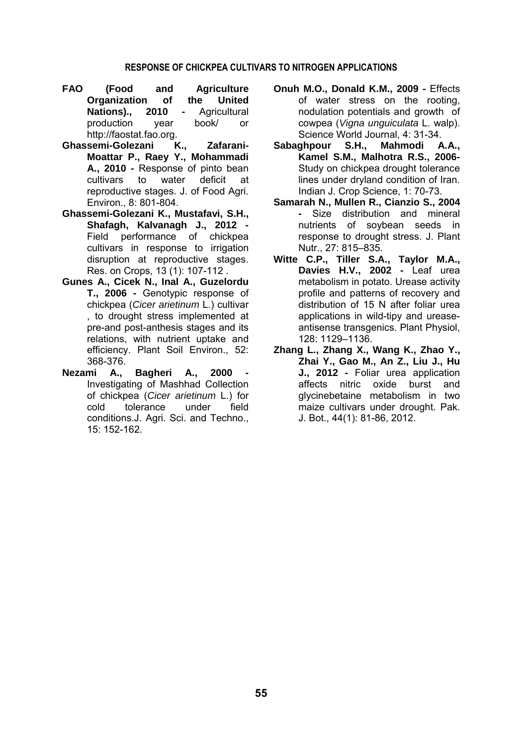**FAO (Food and Agriculture Organization of the United Nations)., 2010 -** Agricultural production year book/ or http://faostat.fao.org.

**Ghassemi-Golezani K., Zafarani-Moattar P., Raey Y., Mohammadi A., 2010 -** Response of pinto bean cultivars to water deficit at reproductive stages. J. of Food Agri. Environ., 8: 801-804.

**Ghassemi-Golezani K., Mustafavi, S.H., Shafagh, Kalvanagh J., 2012 -** Field performance of chickpea cultivars in response to irrigation disruption at reproductive stages. Res. on Crops, 13 (1): 107-112 .

**Gunes A., Cicek N., Inal A., Guzelordu T., 2006 -** Genotypic response of chickpea (*Cicer arietinum* L.) cultivar , to drought stress implemented at pre-and post-anthesis stages and its relations, with nutrient uptake and efficiency. Plant Soil Environ., 52: 368-376.

**Nezami A., Bagheri A., 2000 -** Investigating of Mashhad Collection of chickpea (*Cicer arietinum* L.) for cold tolerance under field conditions.J. Agri. Sci. and Techno., 15: 152-162.

**Onuh M.O., Donald K.M., 2009 -** Effects of water stress on the rooting, nodulation potentials and growth of cowpea (*Vigna unguiculata* L. walp). Science World Journal, 4: 31-34.

**Sabaghpour S.H., Mahmodi A.A., Kamel S.M., Malhotra R.S., 2006-** Study on chickpea drought tolerance lines under dryland condition of Iran. Indian J. Crop Science, 1: 70-73.

**Samarah N., Mullen R., Cianzio S., 2004 -** Size distribution and mineral nutrients of soybean seeds in response to drought stress. J. Plant Nutr., 27: 815–835.

**Witte C.P., Tiller S.A., Taylor M.A., Davies H.V., 2002 -** Leaf urea metabolism in potato. Urease activity profile and patterns of recovery and distribution of 15 N after foliar urea applications in wild-tipy and urease-antisense transgenics. Plant Physiol, 128: 1129–1136.

**Zhang L., Zhang X., Wang K., Zhao Y., Zhai Y., Gao M., An Z., Liu J., Hu J., 2012 -** Foliar urea application affects nitric oxide burst and glycinebetaine metabolism in two maize cultivars under drought. Pak. J. Bot., 44(1): 81-86, 2012.